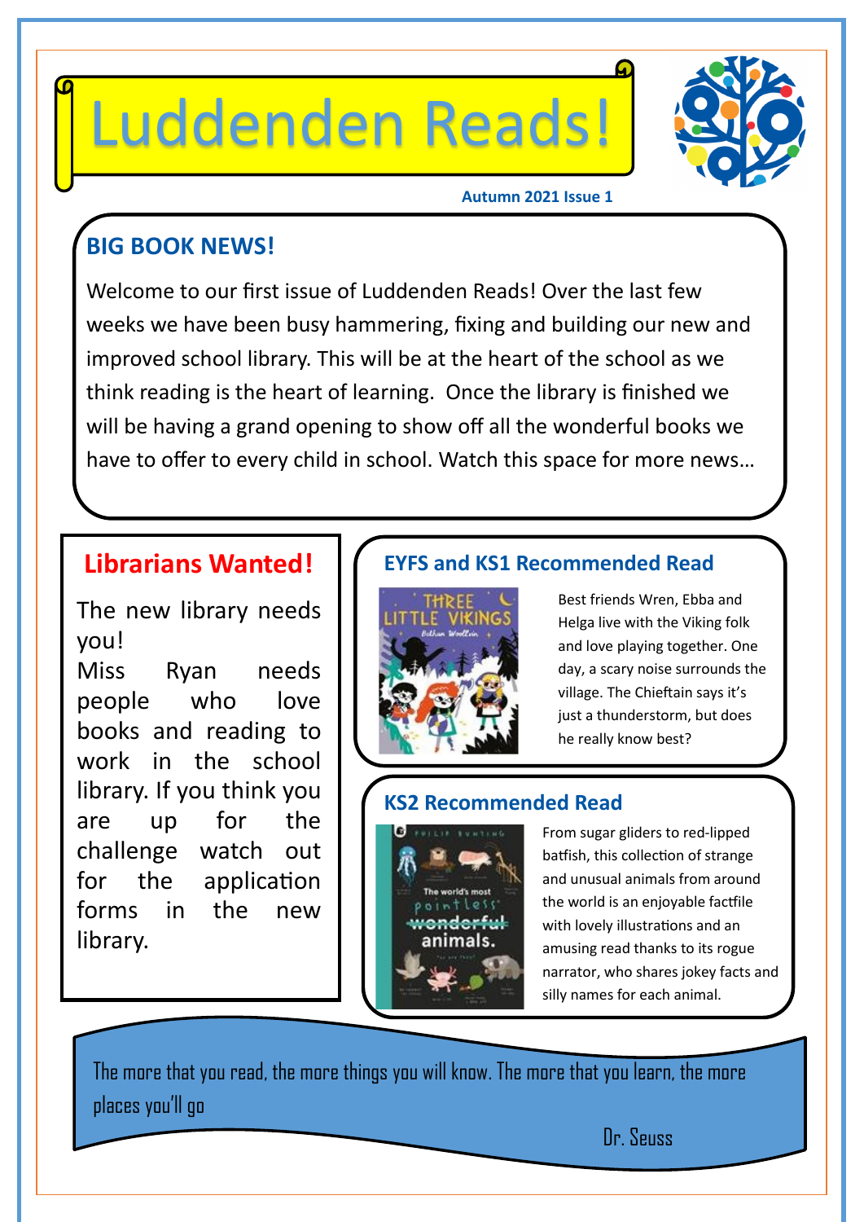# Luddenden Reads!

**Autumn 2021 Issue 1**

## BIG BOOK NEWS!

Welcome to our first issue of Luddenden Reads! Over the last few weeks we have been busy hammering, fixing and building our new and improved school library. This will be at the heart of the school as we think reading is the heart of learning. Once the library is finished we will be having a grand opening to show off all the wonderful books we have to offer to every child in school. Watch this space for more news…

## Librarians Wanted!

The new library needs you!
Miss Ryan needs people who love books and reading to work in the school library. If you think you are up for the challenge watch out for the application forms in the new library.

## EYFS and KS1 Recommended Read

Best friends Wren, Ebba and Helga live with the Viking folk and love playing together. One day, a scary noise surrounds the village. The Chieftain says it's just a thunderstorm, but does he really know best?

## KS2 Recommended Read

From sugar gliders to red-lipped batfish, this collection of strange and unusual animals from around the world is an enjoyable factfile with lovely illustrations and an amusing read thanks to its rogue narrator, who shares jokey facts and silly names for each animal.

The more that you read, the more things you will know. The more that you learn, the more places you'll go

Dr. Seuss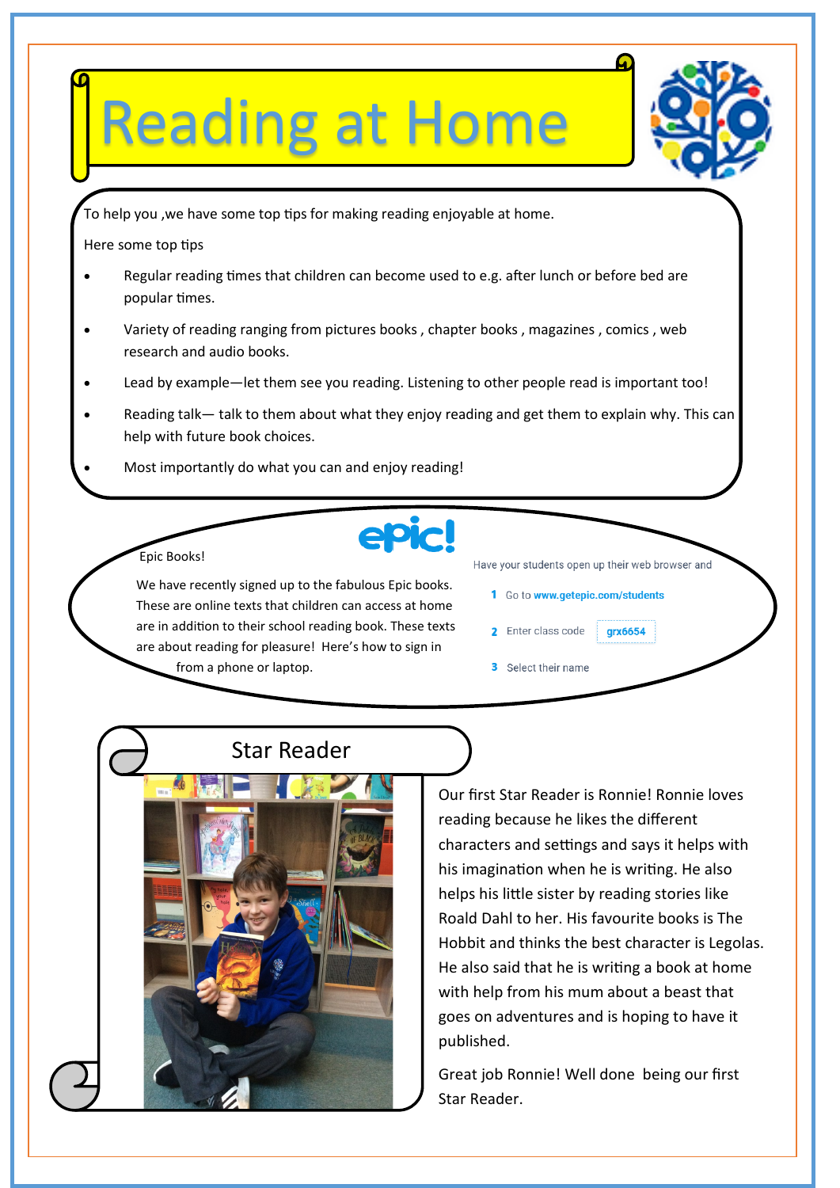# Reading at Home

To help you ,we have some top tips for making reading enjoyable at home.

Here some top tips

- Regular reading times that children can become used to e.g. after lunch or before bed are popular times.
- Variety of reading ranging from pictures books , chapter books , magazines , comics , web research and audio books.
- Lead by example—let them see you reading. Listening to other people read is important too!
- Reading talk— talk to them about what they enjoy reading and get them to explain why. This can help with future book choices.
- Most importantly do what you can and enjoy reading!

## Epic Books!

epic!

We have recently signed up to the fabulous Epic books. These are online texts that children can access at home are in addition to their school reading book. These texts are about reading for pleasure! Here's how to sign in from a phone or laptop.

Have your students open up their web browser and

1. Go to **www.getepic.com/students**
2. Enter class code **grx6654**
3. Select their name

## Star Reader

Our first Star Reader is Ronnie! Ronnie loves reading because he likes the different characters and settings and says it helps with his imagination when he is writing. He also helps his little sister by reading stories like Roald Dahl to her. His favourite books is The Hobbit and thinks the best character is Legolas. He also said that he is writing a book at home with help from his mum about a beast that goes on adventures and is hoping to have it published.

Great job Ronnie! Well done being our first Star Reader.